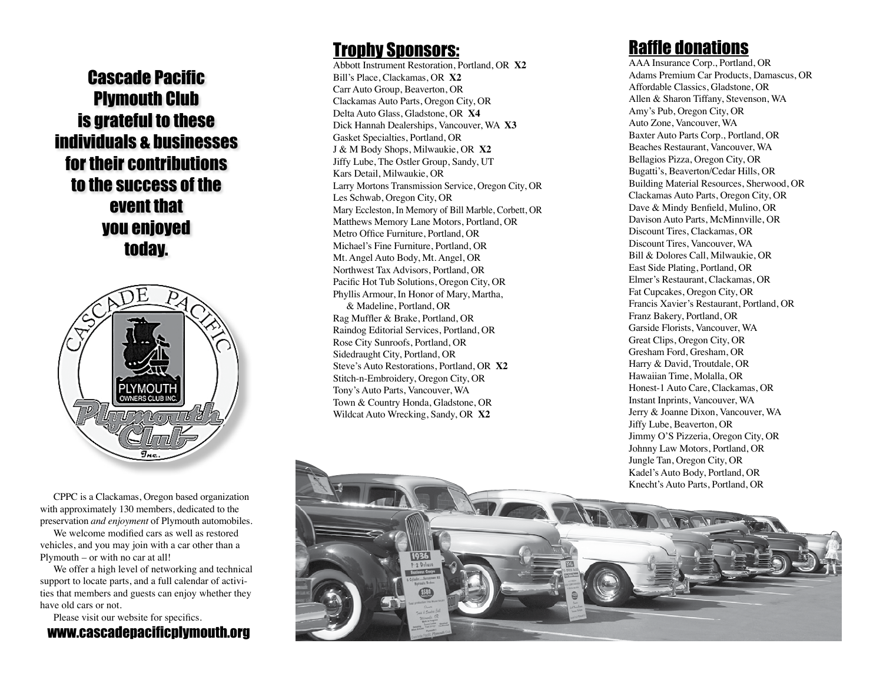## Cascade Pacific Plymouth Club is grateful to these individuals & businesses for their contributions to the success of the event that you enjoyed today.

CPPC is a Clackamas, Oregon based organization with approximately 130 members, dedicated to the preservation *and enjoyment* of Plymouth automobiles.

We welcome modified cars as well as restored vehicles, and you may join with a car other than a Plymouth – or with no car at all!

We offer a high level of networking and technical support to locate parts, and a full calendar of activities that members and guests can enjoy whether they have old cars or not.

Please visit our website for specifics.

**www.cascadepacificplymouth.org**

## Trophy Sponsors:

Abbott Instrument Restoration, Portland, OR **X2**
Bill's Place, Clackamas, OR **X2**
Carr Auto Group, Beaverton, OR
Clackamas Auto Parts, Oregon City, OR
Delta Auto Glass, Gladstone, OR **X4**
Dick Hannah Dealerships, Vancouver, WA **X3**
Gasket Specialties, Portland, OR
J & M Body Shops, Milwaukie, OR **X2**
Jiffy Lube, The Ostler Group, Sandy, UT
Kars Detail, Milwaukie, OR
Larry Mortons Transmission Service, Oregon City, OR
Les Schwab, Oregon City, OR
Mary Eccleston, In Memory of Bill Marble, Corbett, OR
Matthews Memory Lane Motors, Portland, OR
Metro Office Furniture, Portland, OR
Michael's Fine Furniture, Portland, OR
Mt. Angel Auto Body, Mt. Angel, OR
Northwest Tax Advisors, Portland, OR
Pacific Hot Tub Solutions, Oregon City, OR
Phyllis Armour, In Honor of Mary, Martha, & Madeline, Portland, OR
Rag Muffler & Brake, Portland, OR
Raindog Editorial Services, Portland, OR
Rose City Sunroofs, Portland, OR
Sidedraught City, Portland, OR
Steve's Auto Restorations, Portland, OR **X2**
Stitch-n-Embroidery, Oregon City, OR
Tony's Auto Parts, Vancouver, WA
Town & Country Honda, Gladstone, OR
Wildcat Auto Wrecking, Sandy, OR **X2**

## Raffle donations

AAA Insurance Corp., Portland, OR
Adams Premium Car Products, Damascus, OR
Affordable Classics, Gladstone, OR
Allen & Sharon Tiffany, Stevenson, WA
Amy's Pub, Oregon City, OR
Auto Zone, Vancouver, WA
Baxter Auto Parts Corp., Portland, OR
Beaches Restaurant, Vancouver, WA
Bellagios Pizza, Oregon City, OR
Bugatti's, Beaverton/Cedar Hills, OR
Building Material Resources, Sherwood, OR
Clackamas Auto Parts, Oregon City, OR
Dave & Mindy Benfield, Mulino, OR
Davison Auto Parts, McMinnville, OR
Discount Tires, Clackamas, OR
Discount Tires, Vancouver, WA
Bill & Dolores Call, Milwaukie, OR
East Side Plating, Portland, OR
Elmer's Restaurant, Clackamas, OR
Fat Cupcakes, Oregon City, OR
Francis Xavier's Restaurant, Portland, OR
Franz Bakery, Portland, OR
Garside Florists, Vancouver, WA
Great Clips, Oregon City, OR
Gresham Ford, Gresham, OR
Harry & David, Troutdale, OR
Hawaiian Time, Molalla, OR
Honest-1 Auto Care, Clackamas, OR
Instant Inprints, Vancouver, WA
Jerry & Joanne Dixon, Vancouver, WA
Jiffy Lube, Beaverton, OR
Jimmy O'S Pizzeria, Oregon City, OR
Johnny Law Motors, Portland, OR
Jungle Tan, Oregon City, OR
Kadel's Auto Body, Portland, OR
Knecht's Auto Parts, Portland, OR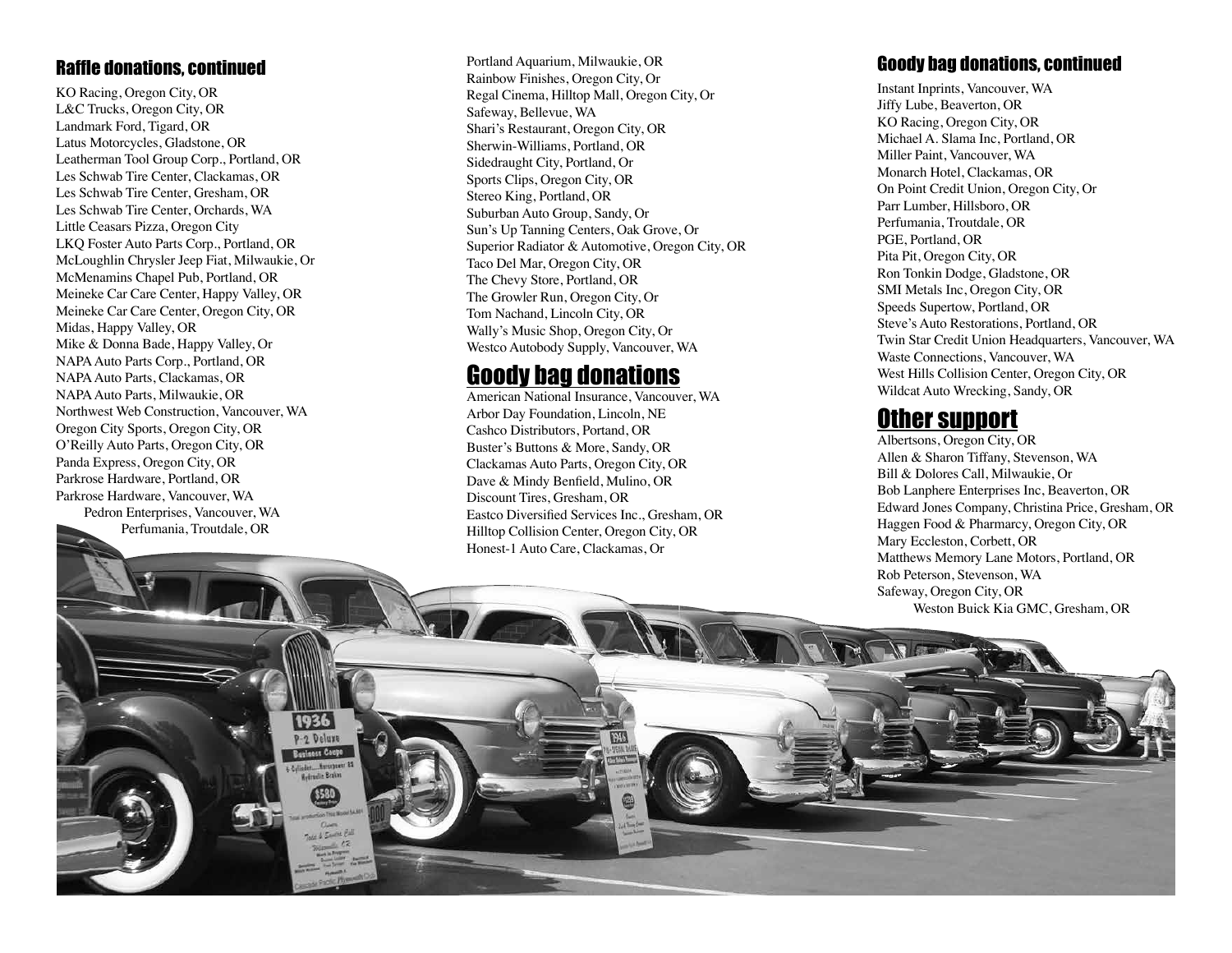## Raffle donations, continued

KO Racing, Oregon City, OR
L&C Trucks, Oregon City, OR
Landmark Ford, Tigard, OR
Latus Motorcycles, Gladstone, OR
Leatherman Tool Group Corp., Portland, OR
Les Schwab Tire Center, Clackamas, OR
Les Schwab Tire Center, Gresham, OR
Les Schwab Tire Center, Orchards, WA
Little Ceasars Pizza, Oregon City
LKQ Foster Auto Parts Corp., Portland, OR
McLoughlin Chrysler Jeep Fiat, Milwaukie, Or
McMenamins Chapel Pub, Portland, OR
Meineke Car Care Center, Happy Valley, OR
Meineke Car Care Center, Oregon City, OR
Midas, Happy Valley, OR
Mike & Donna Bade, Happy Valley, Or
NAPA Auto Parts Corp., Portland, OR
NAPA Auto Parts, Clackamas, OR
NAPA Auto Parts, Milwaukie, OR
Northwest Web Construction, Vancouver, WA
Oregon City Sports, Oregon City, OR
O'Reilly Auto Parts, Oregon City, OR
Panda Express, Oregon City, OR
Parkrose Hardware, Portland, OR
Parkrose Hardware, Vancouver, WA
Pedron Enterprises, Vancouver, WA
Perfumania, Troutdale, OR
Portland Aquarium, Milwaukie, OR
Rainbow Finishes, Oregon City, Or
Regal Cinema, Hilltop Mall, Oregon City, Or
Safeway, Bellevue, WA
Shari's Restaurant, Oregon City, OR
Sherwin-Williams, Portland, OR
Sidedraught City, Portland, Or
Sports Clips, Oregon City, OR
Stereo King, Portland, OR
Suburban Auto Group, Sandy, Or
Sun's Up Tanning Centers, Oak Grove, Or
Superior Radiator & Automotive, Oregon City, OR
Taco Del Mar, Oregon City, OR
The Chevy Store, Portland, OR
The Growler Run, Oregon City, Or
Tom Nachand, Lincoln City, OR
Wally's Music Shop, Oregon City, Or
Westco Autobody Supply, Vancouver, WA

## Goody bag donations

American National Insurance, Vancouver, WA
Arbor Day Foundation, Lincoln, NE
Cashco Distributors, Portand, OR
Buster's Buttons & More, Sandy, OR
Clackamas Auto Parts, Oregon City, OR
Dave & Mindy Benfield, Mulino, OR
Discount Tires, Gresham, OR
Eastco Diversified Services Inc., Gresham, OR
Hilltop Collision Center, Oregon City, OR
Honest-1 Auto Care, Clackamas, Or

## Goody bag donations, continued

Instant Inprints, Vancouver, WA
Jiffy Lube, Beaverton, OR
KO Racing, Oregon City, OR
Michael A. Slama Inc, Portland, OR
Miller Paint, Vancouver, WA
Monarch Hotel, Clackamas, OR
On Point Credit Union, Oregon City, Or
Parr Lumber, Hillsboro, OR
Perfumania, Troutdale, OR
PGE, Portland, OR
Pita Pit, Oregon City, OR
Ron Tonkin Dodge, Gladstone, OR
SMI Metals Inc, Oregon City, OR
Speeds Supertow, Portland, OR
Steve's Auto Restorations, Portland, OR
Twin Star Credit Union Headquarters, Vancouver, WA
Waste Connections, Vancouver, WA
West Hills Collision Center, Oregon City, OR
Wildcat Auto Wrecking, Sandy, OR

## Other support

Albertsons, Oregon City, OR
Allen & Sharon Tiffany, Stevenson, WA
Bill & Dolores Call, Milwaukie, Or
Bob Lanphere Enterprises Inc, Beaverton, OR
Edward Jones Company, Christina Price, Gresham, OR
Haggen Food & Pharmarcy, Oregon City, OR
Mary Eccleston, Corbett, OR
Matthews Memory Lane Motors, Portland, OR
Rob Peterson, Stevenson, WA
Safeway, Oregon City, OR
Weston Buick Kia GMC, Gresham, OR